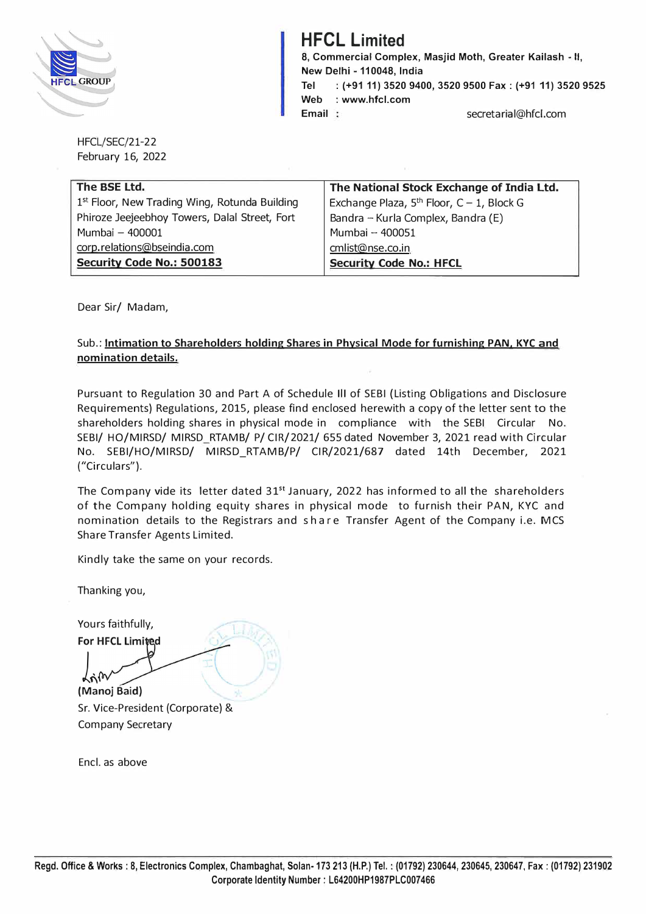# HFCL Limited

**8, Commercial Complex, Masjid Moth, Greater Kailash - II, New Delhi - 110048, India**
**Tel : (+91 11) 3520 9400, 3520 9500 Fax : (+91 11) 3520 9525**
**Web : www.hfcl.com**
**Email :** secretarial@hfcl.com

HFCL/SEC/21-22
February 16, 2022

| **The BSE Ltd.** | **The National Stock Exchange of India Ltd.** |
|---|---|
| 1st Floor, New Trading Wing, Rotunda Building | Exchange Plaza, 5th Floor, C – 1, Block G |
| Phiroze Jeejeebhoy Towers, Dalal Street, Fort | Bandra – Kurla Complex, Bandra (E) |
| Mumbai – 400001 | Mumbai – 400051 |
| corp.relations@bseindia.com | cmlist@nse.co.in |
| **Security Code No.: 500183** | **Security Code No.: HFCL** |

Dear Sir/ Madam,

Sub.: **Intimation to Shareholders holding Shares in Physical Mode for furnishing PAN, KYC and nomination details.**

Pursuant to Regulation 30 and Part A of Schedule III of SEBI (Listing Obligations and Disclosure Requirements) Regulations, 2015, please find enclosed herewith a copy of the letter sent to the shareholders holding shares in physical mode in compliance with the SEBI Circular No. SEBI/ HO/MIRSD/ MIRSD_RTAMB/ P/ CIR/2021/ 655 dated November 3, 2021 read with Circular No. SEBI/HO/MIRSD/ MIRSD_RTAMB/P/ CIR/2021/687 dated 14th December, 2021 ("Circulars").

The Company vide its letter dated 31st January, 2022 has informed to all the shareholders of the Company holding equity shares in physical mode to furnish their PAN, KYC and nomination details to the Registrars and share Transfer Agent of the Company i.e. MCS Share Transfer Agents Limited.

Kindly take the same on your records.

Thanking you,

Yours faithfully,
**For HFCL Limited**

**(Manoj Baid)**
Sr. Vice-President (Corporate) &
Company Secretary

Encl. as above

**Regd. Office & Works : 8, Electronics Complex, Chambaghat, Solan- 173 213 (H.P.) Tel. : (01792) 230644, 230645, 230647, Fax : (01792) 231902**
**Corporate Identity Number : L64200HP1987PLC007466**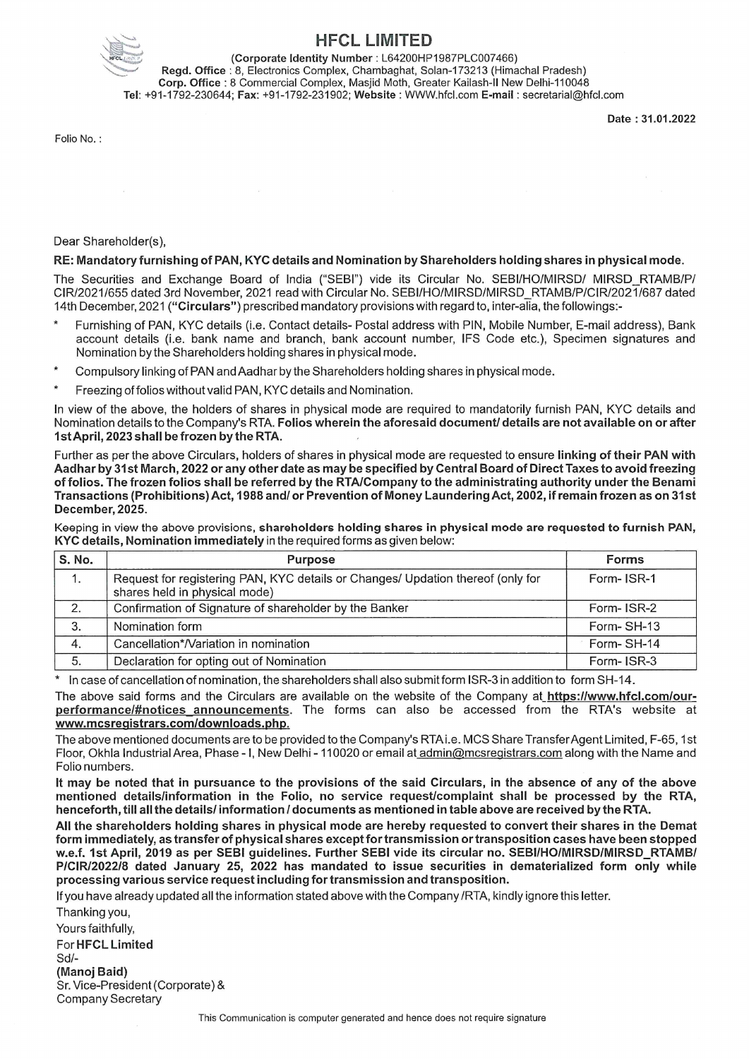# HFCL LIMITED

**(Corporate Identity Number** : L64200HP1987PLC007466)
**Regd. Office** : 8, Electronics Complex, Chambaghat, Solan-173213 (Himachal Pradesh)
**Corp. Office** : 8 Commercial Complex, Masjid Moth, Greater Kailash-II New Delhi-110048
**Tel**: +91-1792-230644; **Fax**: +91-1792-231902; **Website** : WWW.hfcl.com **E-mail** : secretarial@hfcl.com

**Date : 31.01.2022**

Folio No. :

Dear Shareholder(s),

**RE: Mandatory furnishing of PAN, KYC details and Nomination by Shareholders holding shares in physical mode.**

The Securities and Exchange Board of India ("SEBI") vide its Circular No. SEBI/HO/MIRSD/ MIRSD_RTAMB/P/CIR/2021/655 dated 3rd November, 2021 read with Circular No. SEBI/HO/MIRSD/MIRSD_RTAMB/P/CIR/2021/687 dated 14th December, 2021 (**"Circulars"**) prescribed mandatory provisions with regard to, inter-alia, the followings:-

* Furnishing of PAN, KYC details (i.e. Contact details- Postal address with PIN, Mobile Number, E-mail address), Bank account details (i.e. bank name and branch, bank account number, IFS Code etc.), Specimen signatures and Nomination by the Shareholders holding shares in physical mode.
* Compulsory linking of PAN and Aadhar by the Shareholders holding shares in physical mode.
* Freezing of folios without valid PAN, KYC details and Nomination.

In view of the above, the holders of shares in physical mode are required to mandatorily furnish PAN, KYC details and Nomination details to the Company's RTA. **Folios wherein the aforesaid document/ details are not available on or after 1st April, 2023 shall be frozen by the RTA.**

Further as per the above Circulars, holders of shares in physical mode are requested to ensure **linking of their PAN with Aadhar by 31st March, 2022 or any other date as may be specified by Central Board of Direct Taxes to avoid freezing of folios. The frozen folios shall be referred by the RTA/Company to the administrating authority under the Benami Transactions (Prohibitions) Act, 1988 and/ or Prevention of Money Laundering Act, 2002, if remain frozen as on 31st December, 2025.**

Keeping in view the above provisions, **shareholders holding shares in physical mode are requested to furnish PAN, KYC details, Nomination immediately** in the required forms as given below:

| S. No. | Purpose | Forms |
|---|---|---|
| 1. | Request for registering PAN, KYC details or Changes/ Updation thereof (only for shares held in physical mode) | Form- ISR-1 |
| 2. | Confirmation of Signature of shareholder by the Banker | Form- ISR-2 |
| 3. | Nomination form | Form- SH-13 |
| 4. | Cancellation*/Variation in nomination | Form- SH-14 |
| 5. | Declaration for opting out of Nomination | Form- ISR-3 |

* In case of cancellation of nomination, the shareholders shall also submit form ISR-3 in addition to form SH-14.

The above said forms and the Circulars are available on the website of the Company at **https://www.hfcl.com/our-performance/#notices_announcements**. The forms can also be accessed from the RTA's website at **www.mcsregistrars.com/downloads.php**.

The above mentioned documents are to be provided to the Company's RTA i.e. MCS Share Transfer Agent Limited, F-65, 1st Floor, Okhla Industrial Area, Phase - I, New Delhi - 110020 or email at admin@mcsregistrars.com along with the Name and Folio numbers.

**It may be noted that in pursuance to the provisions of the said Circulars, in the absence of any of the above mentioned details/information in the Folio, no service request/complaint shall be processed by the RTA, henceforth, till all the details/ information / documents as mentioned in table above are received by the RTA.**

**All the shareholders holding shares in physical mode are hereby requested to convert their shares in the Demat form immediately, as transfer of physical shares except for transmission or transposition cases have been stopped w.e.f. 1st April, 2019 as per SEBI guidelines. Further SEBI vide its circular no. SEBI/HO/MIRSD/MIRSD_RTAMB/P/CIR/2022/8 dated January 25, 2022 has mandated to issue securities in dematerialized form only while processing various service request including for transmission and transposition.**

If you have already updated all the information stated above with the Company /RTA, kindly ignore this letter.

Thanking you,

Yours faithfully,

For **HFCL Limited**

Sd/-

**(Manoj Baid)**

Sr. Vice-President (Corporate) &

Company Secretary

This Communication is computer generated and hence does not require signature